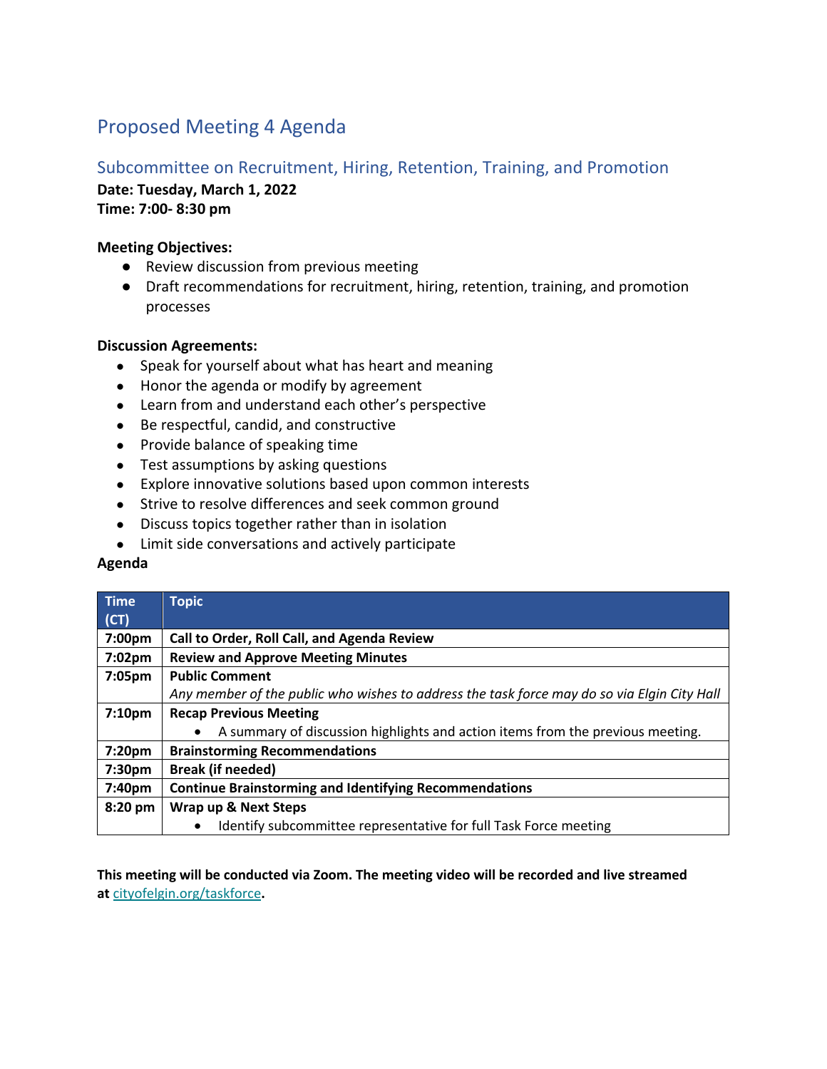# Proposed Meeting 4 Agenda

## Subcommittee on Recruitment, Hiring, Retention, Training, and Promotion

**Date: Tuesday, March 1, 2022**
**Time: 7:00- 8:30 pm**

**Meeting Objectives:**

- Review discussion from previous meeting
- Draft recommendations for recruitment, hiring, retention, training, and promotion processes

**Discussion Agreements:**

- Speak for yourself about what has heart and meaning
- Honor the agenda or modify by agreement
- Learn from and understand each other's perspective
- Be respectful, candid, and constructive
- Provide balance of speaking time
- Test assumptions by asking questions
- Explore innovative solutions based upon common interests
- Strive to resolve differences and seek common ground
- Discuss topics together rather than in isolation
- Limit side conversations and actively participate

**Agenda**

| Time (CT) | Topic |
|---|---|
| 7:00pm | **Call to Order, Roll Call, and Agenda Review** |
| 7:02pm | **Review and Approve Meeting Minutes** |
| 7:05pm | **Public Comment**<br>*Any member of the public who wishes to address the task force may do so via Elgin City Hall* |
| 7:10pm | **Recap Previous Meeting**<br>• A summary of discussion highlights and action items from the previous meeting. |
| 7:20pm | **Brainstorming Recommendations** |
| 7:30pm | **Break (if needed)** |
| 7:40pm | **Continue Brainstorming and Identifying Recommendations** |
| 8:20 pm | **Wrap up & Next Steps**<br>• Identify subcommittee representative for full Task Force meeting |

**This meeting will be conducted via Zoom. The meeting video will be recorded and live streamed at cityofelgin.org/taskforce.**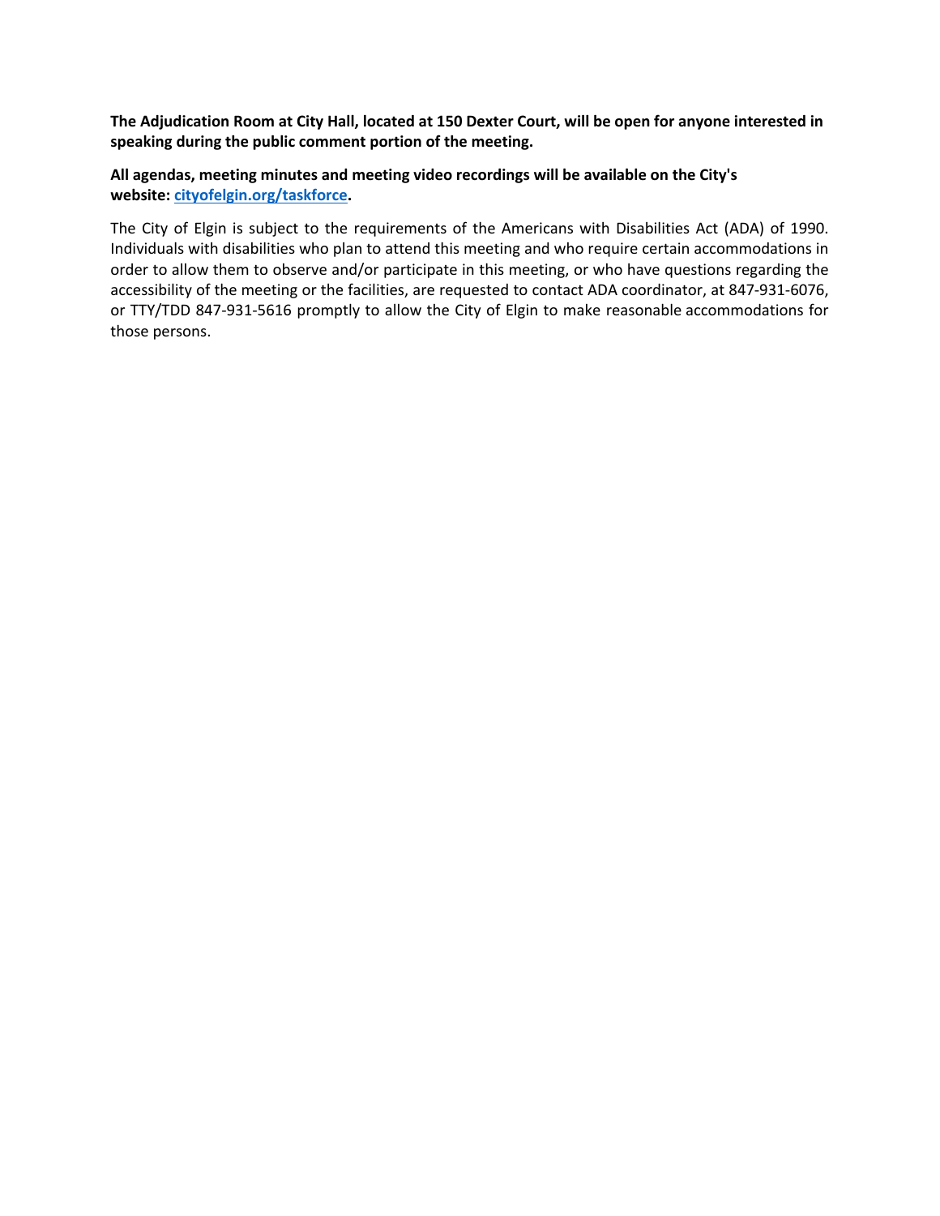**The Adjudication Room at City Hall, located at 150 Dexter Court, will be open for anyone interested in speaking during the public comment portion of the meeting.**

**All agendas, meeting minutes and meeting video recordings will be available on the City's website: [cityofelgin.org/taskforce](cityofelgin.org/taskforce).**

The City of Elgin is subject to the requirements of the Americans with Disabilities Act (ADA) of 1990. Individuals with disabilities who plan to attend this meeting and who require certain accommodations in order to allow them to observe and/or participate in this meeting, or who have questions regarding the accessibility of the meeting or the facilities, are requested to contact ADA coordinator, at 847-931-6076, or TTY/TDD 847-931-5616 promptly to allow the City of Elgin to make reasonable accommodations for those persons.